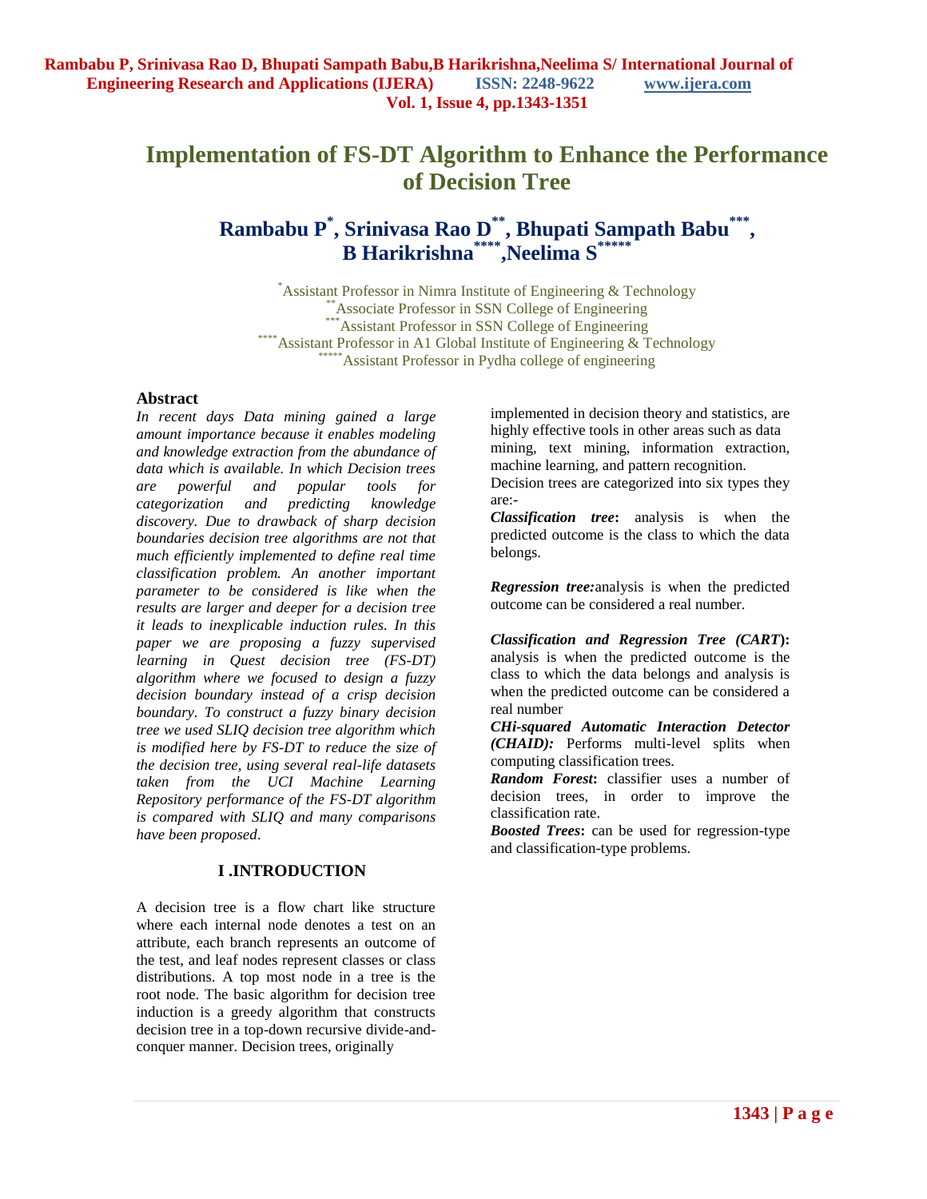# Implementation of FS-DT Algorithm to Enhance the Performance of Decision Tree

**Rambabu P[*], Srinivasa Rao D[**], Bhupati Sampath Babu[***], B Harikrishna[****], Neelima S[*****]**

[*]Assistant Professor in Nimra Institute of Engineering & Technology
[**]Associate Professor in SSN College of Engineering
[***]Assistant Professor in SSN College of Engineering
[****]Assistant Professor in A1 Global Institute of Engineering & Technology
[*****]Assistant Professor in Pydha college of engineering

## Abstract

*In recent days Data mining gained a large amount importance because it enables modeling and knowledge extraction from the abundance of data which is available. In which Decision trees are powerful and popular tools for categorization and predicting knowledge discovery. Due to drawback of sharp decision boundaries decision tree algorithms are not that much efficiently implemented to define real time classification problem. An another important parameter to be considered is like when the results are larger and deeper for a decision tree it leads to inexplicable induction rules. In this paper we are proposing a fuzzy supervised learning in Quest decision tree (FS-DT) algorithm where we focused to design a fuzzy decision boundary instead of a crisp decision boundary. To construct a fuzzy binary decision tree we used SLIQ decision tree algorithm which is modified here by FS-DT to reduce the size of the decision tree, using several real-life datasets taken from the UCI Machine Learning Repository performance of the FS-DT algorithm is compared with SLIQ and many comparisons have been proposed.*

## I .INTRODUCTION

A decision tree is a flow chart like structure where each internal node denotes a test on an attribute, each branch represents an outcome of the test, and leaf nodes represent classes or class distributions. A top most node in a tree is the root node. The basic algorithm for decision tree induction is a greedy algorithm that constructs decision tree in a top-down recursive divide-and-conquer manner. Decision trees, originally implemented in decision theory and statistics, are highly effective tools in other areas such as data mining, text mining, information extraction, machine learning, and pattern recognition.

Decision trees are categorized into six types they are:-

***Classification tree*:** analysis is when the predicted outcome is the class to which the data belongs.

***Regression tree:***analysis is when the predicted outcome can be considered a real number.

***Classification and Regression Tree (CART)*:** analysis is when the predicted outcome is the class to which the data belongs and analysis is when the predicted outcome can be considered a real number

***CHi-squared Automatic Interaction Detector (CHAID):*** Performs multi-level splits when computing classification trees.

***Random Forest*:** classifier uses a number of decision trees, in order to improve the classification rate.

***Boosted Trees*:** can be used for regression-type and classification-type problems.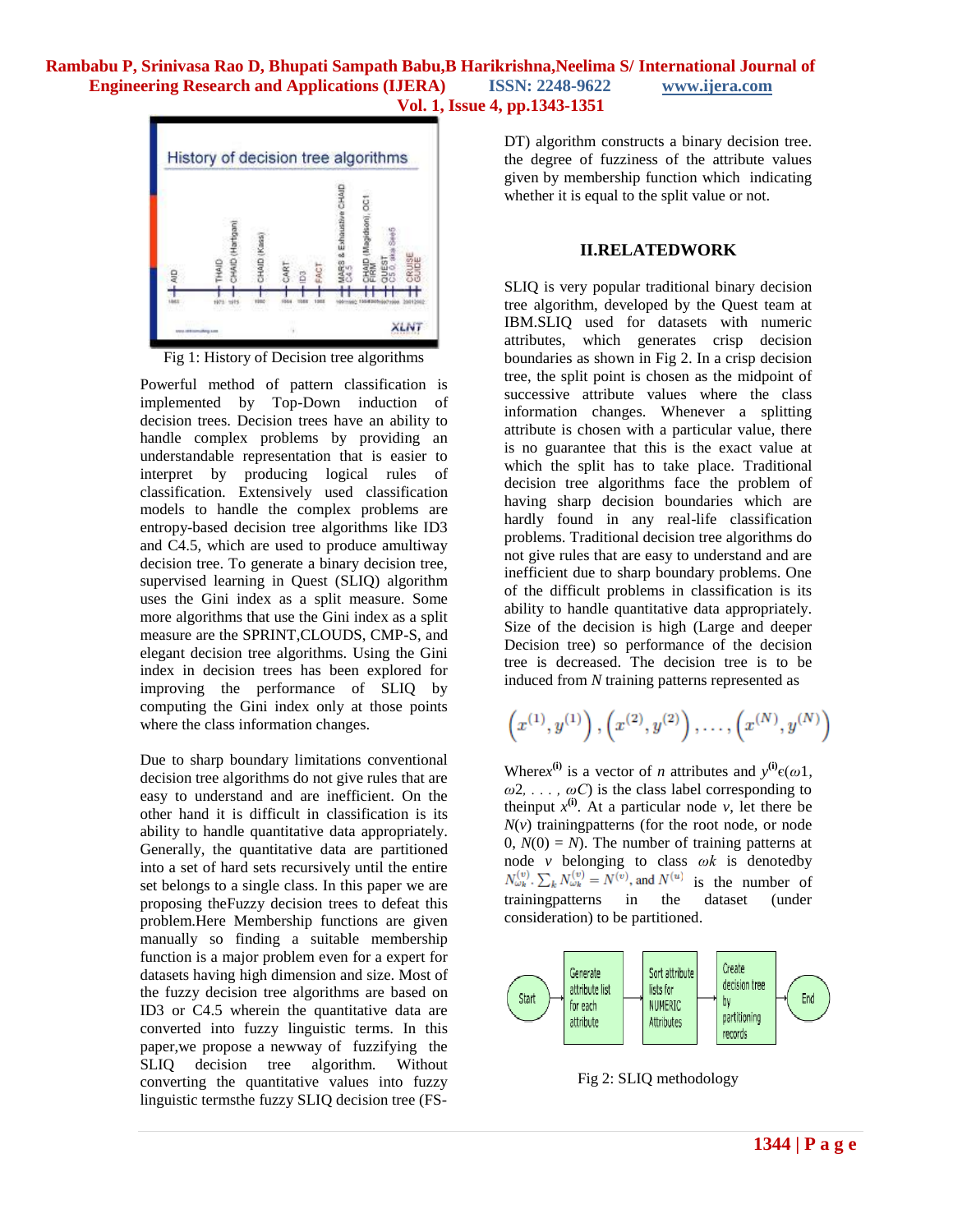Fig 1: History of Decision tree algorithms

Powerful method of pattern classification is implemented by Top-Down induction of decision trees. Decision trees have an ability to handle complex problems by providing an understandable representation that is easier to interpret by producing logical rules of classification. Extensively used classification models to handle the complex problems are entropy-based decision tree algorithms like ID3 and C4.5, which are used to produce amultiway decision tree. To generate a binary decision tree, supervised learning in Quest (SLIQ) algorithm uses the Gini index as a split measure. Some more algorithms that use the Gini index as a split measure are the SPRINT,CLOUDS, CMP-S, and elegant decision tree algorithms. Using the Gini index in decision trees has been explored for improving the performance of SLIQ by computing the Gini index only at those points where the class information changes.

Due to sharp boundary limitations conventional decision tree algorithms do not give rules that are easy to understand and are inefficient. On the other hand it is difficult in classification is its ability to handle quantitative data appropriately. Generally, the quantitative data are partitioned into a set of hard sets recursively until the entire set belongs to a single class. In this paper we are proposing theFuzzy decision trees to defeat this problem.Here Membership functions are given manually so finding a suitable membership function is a major problem even for a expert for datasets having high dimension and size. Most of the fuzzy decision tree algorithms are based on ID3 or C4.5 wherein the quantitative data are converted into fuzzy linguistic terms. In this paper,we propose a newway of fuzzifying the SLIQ decision tree algorithm. Without converting the quantitative values into fuzzy linguistic termsthe fuzzy SLIQ decision tree (FS-DT) algorithm constructs a binary decision tree. the degree of fuzziness of the attribute values given by membership function which indicating whether it is equal to the split value or not.

## II.RELATEDWORK

SLIQ is very popular traditional binary decision tree algorithm, developed by the Quest team at IBM.SLIQ used for datasets with numeric attributes, which generates crisp decision boundaries as shown in Fig 2. In a crisp decision tree, the split point is chosen as the midpoint of successive attribute values where the class information changes. Whenever a splitting attribute is chosen with a particular value, there is no guarantee that this is the exact value at which the split has to take place. Traditional decision tree algorithms face the problem of having sharp decision boundaries which are hardly found in any real-life classification problems. Traditional decision tree algorithms do not give rules that are easy to understand and are inefficient due to sharp boundary problems. One of the difficult problems in classification is its ability to handle quantitative data appropriately. Size of the decision is high (Large and deeper Decision tree) so performance of the decision tree is decreased. The decision tree is to be induced from $N$ training patterns represented as

$$\left(x^{(1)}, y^{(1)}\right), \left(x^{(2)}, y^{(2)}\right), \ldots, \left(x^{(N)}, y^{(N)}\right)$$

Where$x^{(i)}$ is a vector of $n$ attributes and $y^{(i)} \epsilon (\omega 1, \omega 2, \ldots, \omega C)$ is the class label corresponding to theinput $x^{(i)}$. At a particular node $v$, let there be $N(v)$ trainingpatterns (for the root node, or node 0, $N(0) = N$). The number of training patterns at node $v$ belonging to class $\omega k$ is denotedby $N_{\omega_k}^{(v)}$. $\sum_k N_{\omega_k}^{(v)} = N^{(v)}$, and $N^{(u)}$ is the number of trainingpatterns in the dataset (under consideration) to be partitioned.

Start → Generate attribute list for each attribute → Sort attribute lists for NUMERIC Attributes → Create decision tree by partitioning records → End

Fig 2: SLIQ methodology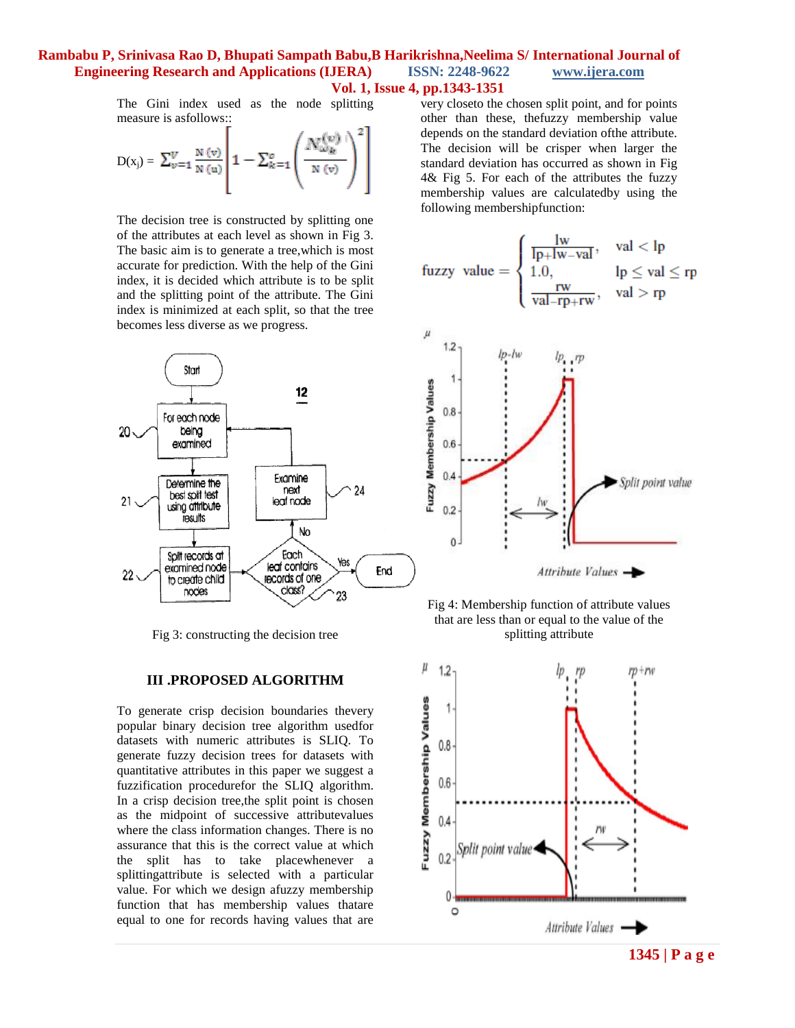The Gini index used as the node splitting measure is asfollows::

$$D(x_j) = \sum_{v=1}^{V} \frac{N(v)}{N(u)} \left[ 1 - \sum_{k=1}^{c} \left( \frac{N_{\omega_k}^{(v)}}{N(v)} \right)^2 \right]$$

The decision tree is constructed by splitting one of the attributes at each level as shown in Fig 3. The basic aim is to generate a tree,which is most accurate for prediction. With the help of the Gini index, it is decided which attribute is to be split and the splitting point of the attribute. The Gini index is minimized at each split, so that the tree becomes less diverse as we progress.

Fig 3: constructing the decision tree

## III .PROPOSED ALGORITHM

To generate crisp decision boundaries thevery popular binary decision tree algorithm usedfor datasets with numeric attributes is SLIQ. To generate fuzzy decision trees for datasets with quantitative attributes in this paper we suggest a fuzzification procedurefor the SLIQ algorithm. In a crisp decision tree,the split point is chosen as the midpoint of successive attributevalues where the class information changes. There is no assurance that this is the correct value at which the split has to take placewhenever a splittingattribute is selected with a particular value. For which we design afuzzy membership function that has membership values thatare equal to one for records having values that are very closeto the chosen split point, and for points other than these, thefuzzy membership value depends on the standard deviation ofthe attribute. The decision will be crisper when larger the standard deviation has occurred as shown in Fig 4& Fig 5. For each of the attributes that the fuzzy membership values are calculatedby using the following membershipfunction:

$$\text{fuzzy value} = \begin{cases} \frac{lw}{lp+lw-val}, & val < lp \\ 1.0, & lp \leq val \leq rp \\ \frac{rw}{val-rp+rw}, & val > rp \end{cases}$$

Fig 4: Membership function of attribute values that are less than or equal to the value of the splitting attribute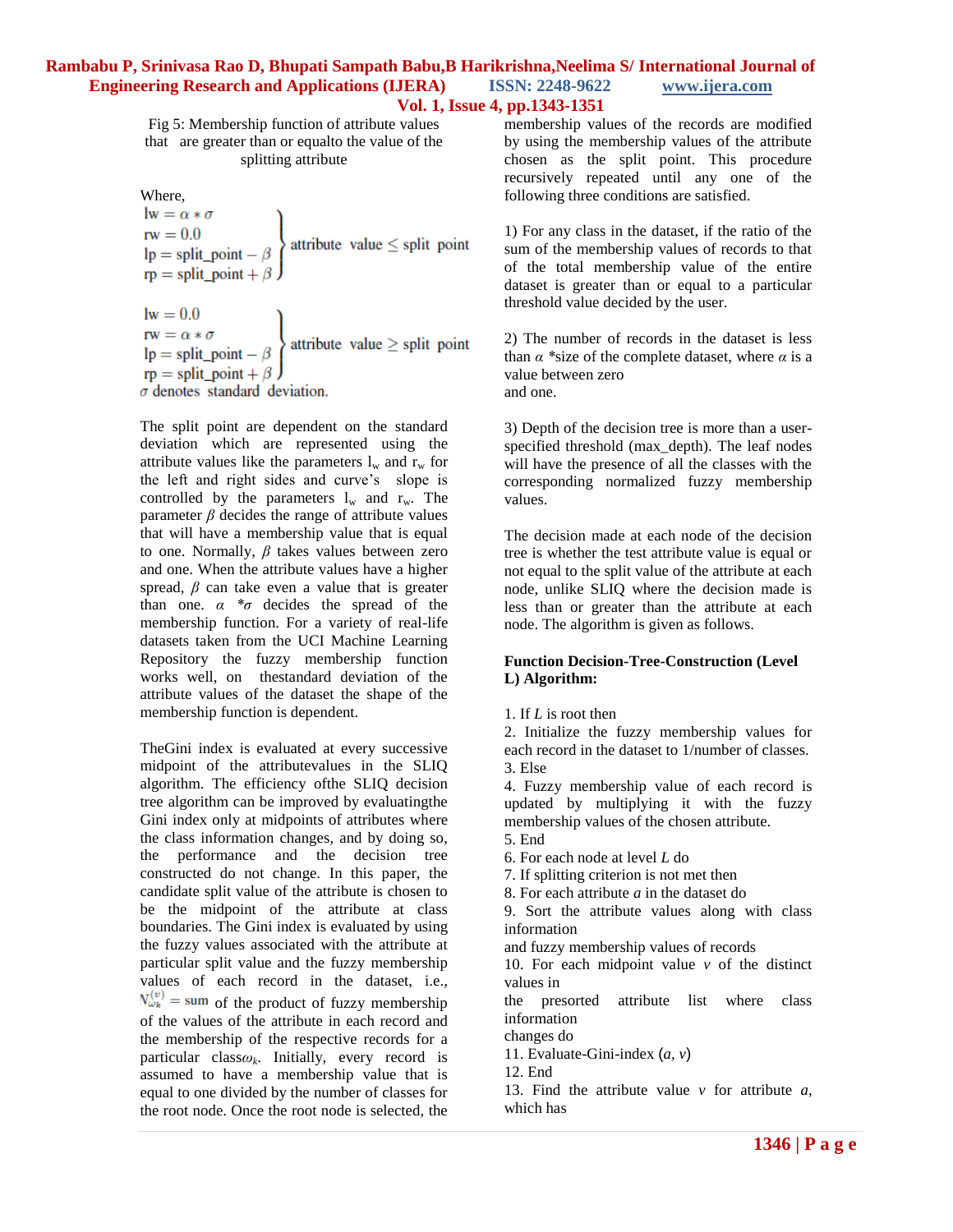Fig 5: Membership function of attribute values that are greater than or equalto the value of the splitting attribute

Where,

$$\left.\begin{aligned} lw &= \alpha * \sigma \\ rw &= 0.0 \\ lp &= \text{split\_point} - \beta \\ rp &= \text{split\_point} + \beta \end{aligned}\right\} \text{attribute value} \leq \text{split point}$$

$$\left.\begin{aligned} lw &= 0.0 \\ rw &= \alpha * \sigma \\ lp &= \text{split\_point} - \beta \\ rp &= \text{split\_point} + \beta \end{aligned}\right\} \text{attribute value} \geq \text{split point}$$

$\sigma$ denotes standard deviation.

The split point are dependent on the standard deviation which are represented using the attribute values like the parameters $l_w$ and $r_w$ for the left and right sides and curve's slope is controlled by the parameters $l_w$ and $r_w$. The parameter $\beta$ decides the range of attribute values that will have a membership value that is equal to one. Normally, $\beta$ takes values between zero and one. When the attribute values have a higher spread, $\beta$ can take even a value that is greater than one. $\alpha$ $*\sigma$ decides the spread of the membership function. For a variety of real-life datasets taken from the UCI Machine Learning Repository the fuzzy membership function works well, on thestandard deviation of the attribute values of the dataset the shape of the membership function is dependent.

TheGini index is evaluated at every successive midpoint of the attributevalues in the SLIQ algorithm. The efficiency ofthe SLIQ decision tree algorithm can be improved by evaluatingthe Gini index only at midpoints of attributes where the class information changes, and by doing so, the performance and the decision tree constructed do not change. In this paper, the candidate split value of the attribute is chosen to be the midpoint of the attribute at class boundaries. The Gini index is evaluated by using the fuzzy values associated with the attribute at particular split value and the fuzzy membership values of each record in the dataset, i.e., $N_{\omega_k}^{(v)} = \text{sum}$ of the product of fuzzy membership of the values of the attribute in each record and the membership of the respective records for a particular class$\omega_k$. Initially, every record is assumed to have a membership value that is equal to one divided by the number of classes for the root node. Once the root node is selected, the membership values of the records are modified by using the membership values of the attribute chosen as the split point. This procedure recursively repeated until any one of the following three conditions are satisfied.

1) For any class in the dataset, if the ratio of the sum of the membership values of records to that of the total membership value of the entire dataset is greater than or equal to a particular threshold value decided by the user.

2) The number of records in the dataset is less than $\alpha$ *size of the complete dataset, where $\alpha$ is a value between zero and one.

3) Depth of the decision tree is more than a user-specified threshold (max_depth). The leaf nodes will have the presence of all the classes with the corresponding normalized fuzzy membership values.

The decision made at each node of the decision tree is whether the test attribute value is equal or not equal to the split value of the attribute at each node, unlike SLIQ where the decision made is less than or greater than the attribute at each node. The algorithm is given as follows.

**Function Decision-Tree-Construction (Level L) Algorithm:**

1. If *L* is root then
2. Initialize the fuzzy membership values for each record in the dataset to 1/number of classes.
3. Else
4. Fuzzy membership value of each record is updated by multiplying it with the fuzzy membership values of the chosen attribute.
5. End
6. For each node at level *L* do
7. If splitting criterion is not met then
8. For each attribute *a* in the dataset do
9. Sort the attribute values along with class information and fuzzy membership values of records
10. For each midpoint value *v* of the distinct values in the presorted attribute list where class information changes do
11. Evaluate-Gini-index (*a*, *v*)
12. End
13. Find the attribute value *v* for attribute *a*, which has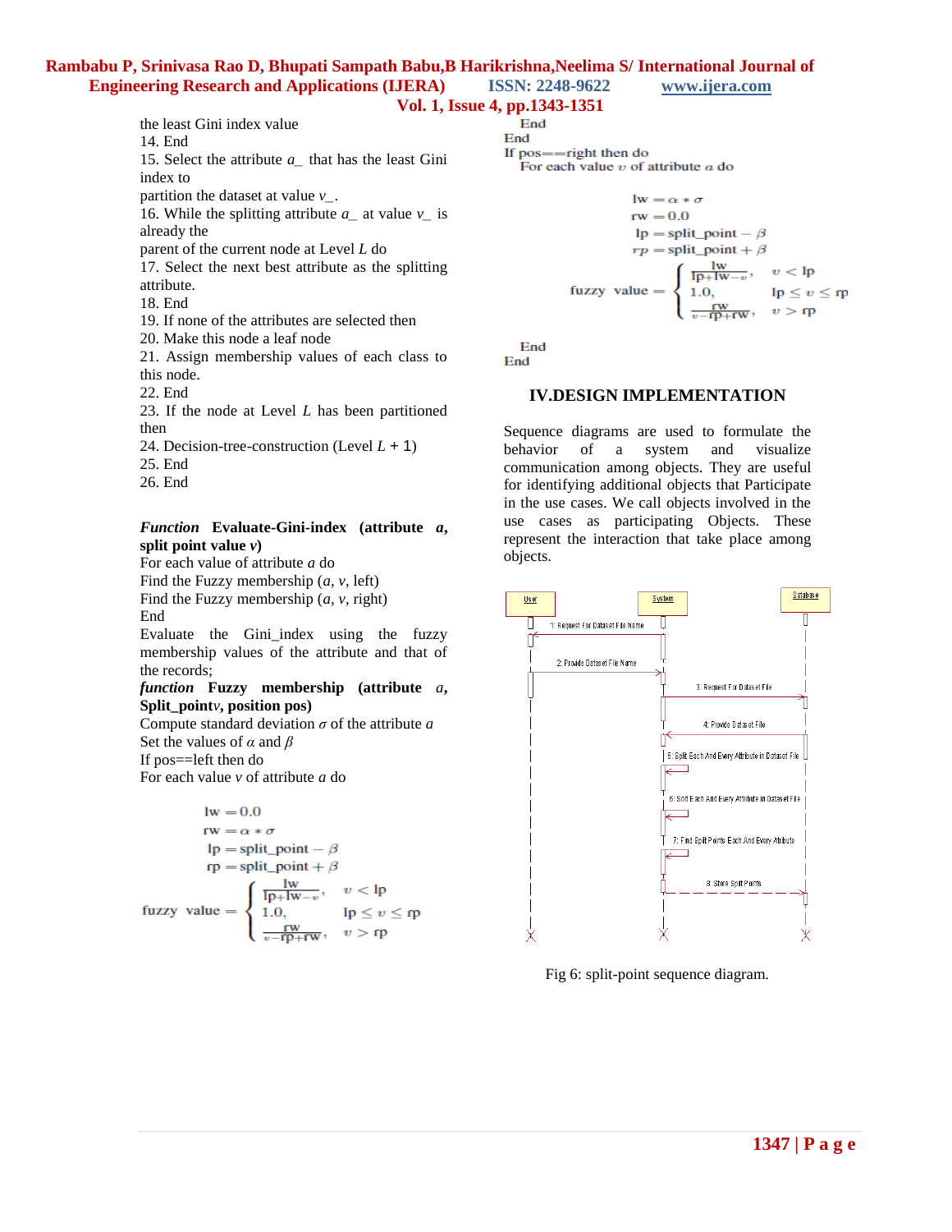the least Gini index value

14. End

15. Select the attribute $a\_$ that has the least Gini index to partition the dataset at value $v\_$.

16. While the splitting attribute $a\_$ at value $v\_$ is already the parent of the current node at Level $L$ do

17. Select the next best attribute as the splitting attribute.

18. End

19. If none of the attributes are selected then

20. Make this node a leaf node

21. Assign membership values of each class to this node.

22. End

23. If the node at Level $L$ has been partitioned then

24. Decision-tree-construction (Level $L$ + 1)

25. End

26. End

***Function*** **Evaluate-Gini-index (attribute *a*, split point value *v*)**

For each value of attribute *a* do

Find the Fuzzy membership (*a*, *v*, left)

Find the Fuzzy membership (*a*, *v*, right)

End

Evaluate the Gini_index using the fuzzy membership values of the attribute and that of the records;

***function*** **Fuzzy membership (attribute *a*, Split_point*v*, position pos)**

Compute standard deviation $\sigma$ of the attribute *a*

Set the values of $\alpha$ and $\beta$

If pos==left then do

For each value *v* of attribute *a* do

$$\begin{aligned} \text{lw} &= 0.0 \\ \text{rw} &= \alpha * \sigma \\ \text{lp} &= \text{split\_point} - \beta \\ \text{rp} &= \text{split\_point} + \beta \end{aligned}$$

$$\text{fuzzy value} = \begin{cases} \frac{\text{lw}}{\text{lp}+\text{lw}-v}, & v < \text{lp} \\ 1.0, & \text{lp} \le v \le \text{rp} \\ \frac{\text{rw}}{v-\text{rp}+\text{rw}}, & v > \text{rp} \end{cases}$$

End

End

If pos==right then do

For each value $v$ of attribute $a$ do

$$\begin{aligned} \text{lw} &= \alpha * \sigma \\ \text{rw} &= 0.0 \\ \text{lp} &= \text{split\_point} - \beta \\ rp &= \text{split\_point} + \beta \end{aligned}$$

$$\text{fuzzy value} = \begin{cases} \frac{\text{lw}}{\text{lp}+\text{lw}-v}, & v < \text{lp} \\ 1.0, & \text{lp} \le v \le \text{rp} \\ \frac{\text{rw}}{v-\text{rp}+\text{rw}}, & v > \text{rp} \end{cases}$$

End

End

## IV.DESIGN IMPLEMENTATION

Sequence diagrams are used to formulate the behavior of a system and visualize communication among objects. They are useful for identifying additional objects that Participate in the use cases. We call objects involved in the use cases as participating Objects. These represent the interaction that take place among objects.

Fig 6: split-point sequence diagram.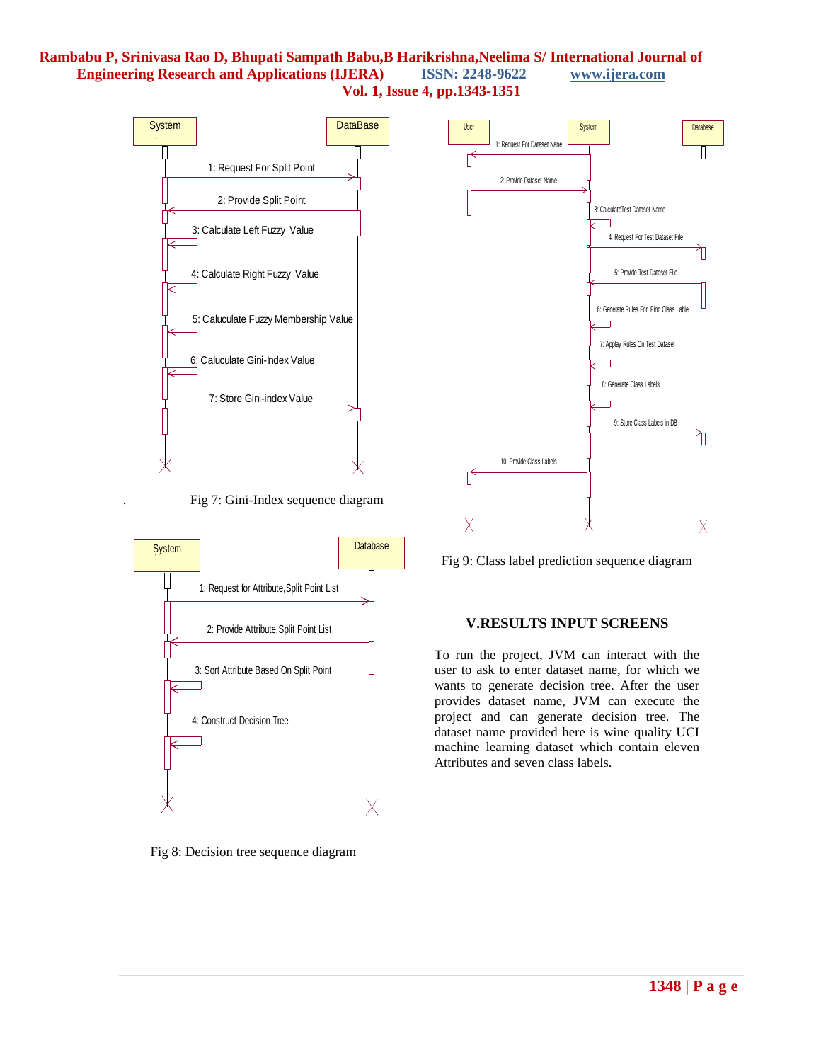Fig 7: Gini-Index sequence diagram

Fig 8: Decision tree sequence diagram

Fig 9: Class label prediction sequence diagram

## V.RESULTS INPUT SCREENS

To run the project, JVM can interact with the user to ask to enter dataset name, for which we wants to generate decision tree. After the user provides dataset name, JVM can execute the project and can generate decision tree. The dataset name provided here is wine quality UCI machine learning dataset which contain eleven Attributes and seven class labels.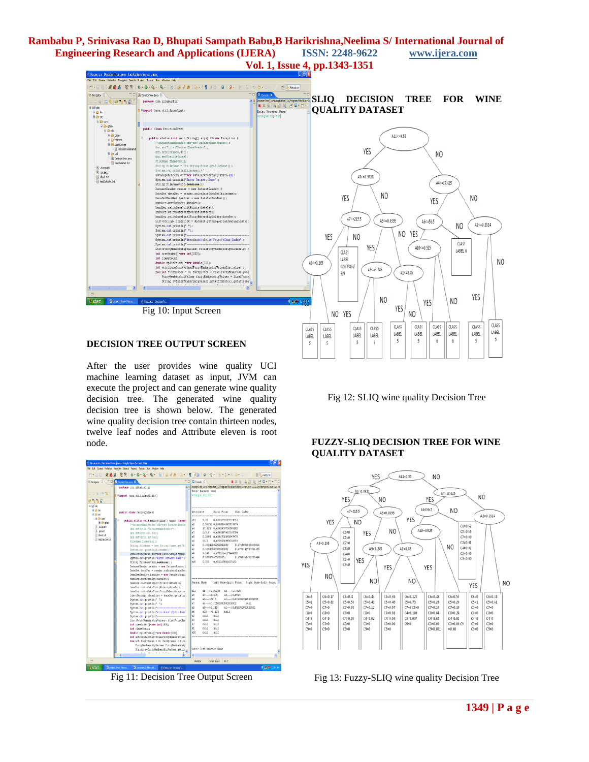Fig 10: Input Screen

## DECISION TREE OUTPUT SCREEN

After the user provides wine quality UCI machine learning dataset as input, JVM can execute the project and can generate wine quality decision tree. The generated wine quality decision tree is shown below. The generated wine quality decision tree contain thirteen nodes, twelve leaf nodes and Attribute eleven is root node.

Fig 11: Decision Tree Output Screen

## SLIQ DECISION TREE FOR WINE QUALITY DATASET

Fig 12: SLIQ wine quality Decision Tree

## FUZZY-SLIQ DECISION TREE FOR WINE QUALITY DATASET

Fig 13: Fuzzy-SLIQ wine quality Decision Tree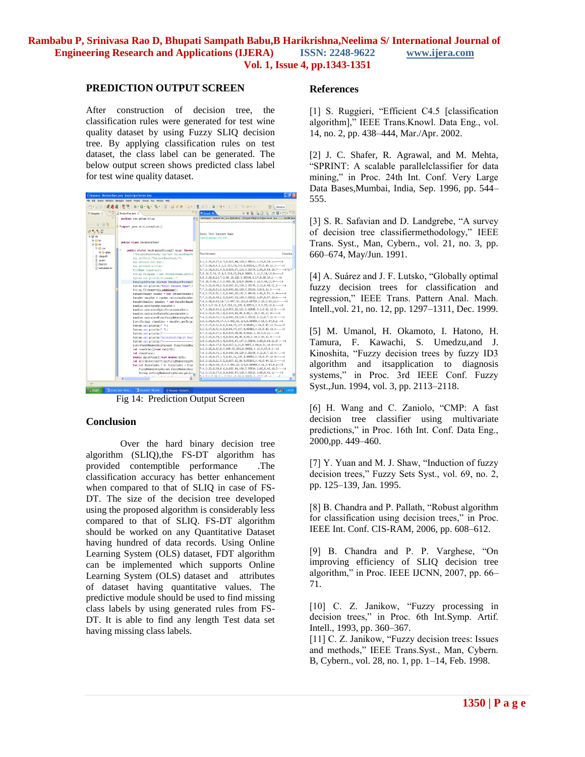## PREDICTION OUTPUT SCREEN

After construction of decision tree, the classification rules were generated for test wine quality dataset by using Fuzzy SLIQ decision tree. By applying classification rules on test dataset, the class label can be generated. The below output screen shows predicted class label for test wine quality dataset.

Fig 14: Prediction Output Screen

## Conclusion

Over the hard binary decision tree algorithm (SLIQ),the FS-DT algorithm has provided contemptible performance .The classification accuracy has better enhancement when compared to that of SLIQ in case of FS-DT. The size of the decision tree developed using the proposed algorithm is considerably less compared to that of SLIQ. FS-DT algorithm should be worked on any Quantitative Dataset having hundred of data records. Using Online Learning System (OLS) dataset, FDT algorithm can be implemented which supports Online Learning System (OLS) dataset and attributes of dataset having quantitative values. The predictive module should be used to find missing class labels by using generated rules from FS-DT. It is able to find any length Test data set having missing class labels.

## References

[1] S. Ruggieri, "Efficient C4.5 [classification algorithm]," IEEE Trans.Knowl. Data Eng., vol. 14, no. 2, pp. 438–444, Mar./Apr. 2002.

[2] J. C. Shafer, R. Agrawal, and M. Mehta, "SPRINT: A scalable parallelclassifier for data mining," in Proc. 24th Int. Conf. Very Large Data Bases,Mumbai, India, Sep. 1996, pp. 544–555.

[3] S. R. Safavian and D. Landgrebe, "A survey of decision tree classifiermethodology," IEEE Trans. Syst., Man, Cybern., vol. 21, no. 3, pp. 660–674, May/Jun. 1991.

[4] A. Suárez and J. F. Lutsko, "Globally optimal fuzzy decision trees for classification and regression," IEEE Trans. Pattern Anal. Mach. Intell.,vol. 21, no. 12, pp. 1297–1311, Dec. 1999.

[5] M. Umanol, H. Okamoto, I. Hatono, H. Tamura, F. Kawachi, S. Umedzu,and J. Kinoshita, "Fuzzy decision trees by fuzzy ID3 algorithm and itsapplication to diagnosis systems," in Proc. 3rd IEEE Conf. Fuzzy Syst.,Jun. 1994, vol. 3, pp. 2113–2118.

[6] H. Wang and C. Zaniolo, "CMP: A fast decision tree classifier using multivariate predictions," in Proc. 16th Int. Conf. Data Eng., 2000,pp. 449–460.

[7] Y. Yuan and M. J. Shaw, "Induction of fuzzy decision trees," Fuzzy Sets Syst., vol. 69, no. 2, pp. 125–139, Jan. 1995.

[8] B. Chandra and P. Pallath, "Robust algorithm for classification using decision trees," in Proc. IEEE Int. Conf. CIS-RAM, 2006, pp. 608–612.

[9] B. Chandra and P. P. Varghese, "On improving efficiency of SLIQ decision tree algorithm," in Proc. IEEE IJCNN, 2007, pp. 66–71.

[10] C. Z. Janikow, "Fuzzy processing in decision trees," in Proc. 6th Int.Symp. Artif. Intell., 1993, pp. 360–367.

[11] C. Z. Janikow, "Fuzzy decision trees: Issues and methods," IEEE Trans.Syst., Man, Cybern. B, Cybern., vol. 28, no. 1, pp. 1–14, Feb. 1998.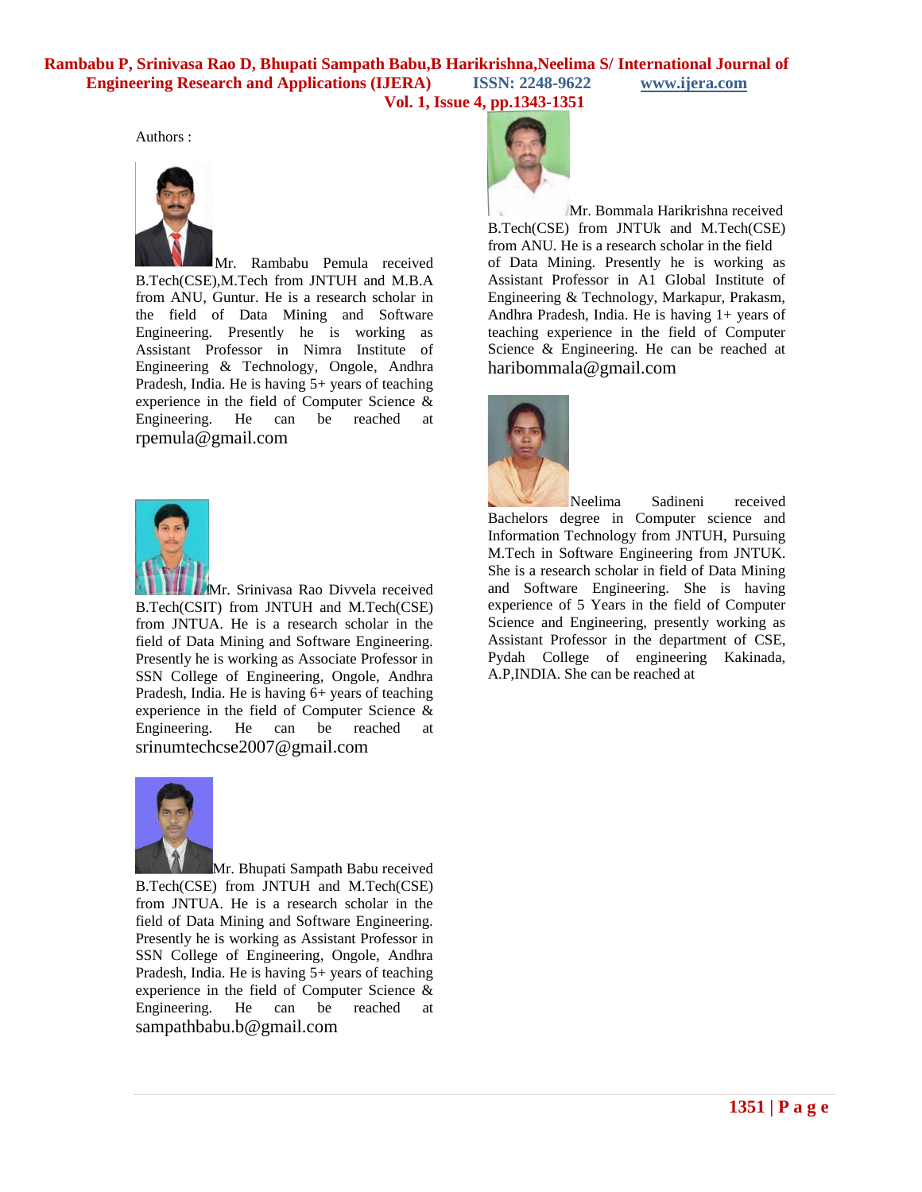Authors :

Mr. Rambabu Pemula received B.Tech(CSE),M.Tech from JNTUH and M.B.A from ANU, Guntur. He is a research scholar in the field of Data Mining and Software Engineering. Presently he is working as Assistant Professor in Nimra Institute of Engineering & Technology, Ongole, Andhra Pradesh, India. He is having 5+ years of teaching experience in the field of Computer Science & Engineering. He can be reached at rpemula@gmail.com

Mr. Srinivasa Rao Divvela received B.Tech(CSIT) from JNTUH and M.Tech(CSE) from JNTUA. He is a research scholar in the field of Data Mining and Software Engineering. Presently he is working as Associate Professor in SSN College of Engineering, Ongole, Andhra Pradesh, India. He is having 6+ years of teaching experience in the field of Computer Science & Engineering. He can be reached at srinumtechcse2007@gmail.com

Mr. Bhupati Sampath Babu received B.Tech(CSE) from JNTUH and M.Tech(CSE) from JNTUA. He is a research scholar in the field of Data Mining and Software Engineering. Presently he is working as Assistant Professor in SSN College of Engineering, Ongole, Andhra Pradesh, India. He is having 5+ years of teaching experience in the field of Computer Science & Engineering. He can be reached at sampathbabu.b@gmail.com

Mr. Bommala Harikrishna received B.Tech(CSE) from JNTUk and M.Tech(CSE) from ANU. He is a research scholar in the field of Data Mining. Presently he is working as Assistant Professor in A1 Global Institute of Engineering & Technology, Markapur, Prakasm, Andhra Pradesh, India. He is having 1+ years of teaching experience in the field of Computer Science & Engineering. He can be reached at haribommala@gmail.com

Neelima Sadineni received Bachelors degree in Computer science and Information Technology from JNTUH, Pursuing M.Tech in Software Engineering from JNTUK. She is a research scholar in field of Data Mining and Software Engineering. She is having experience of 5 Years in the field of Computer Science and Engineering, presently working as Assistant Professor in the department of CSE, Pydah College of engineering Kakinada, A.P,INDIA. She can be reached at